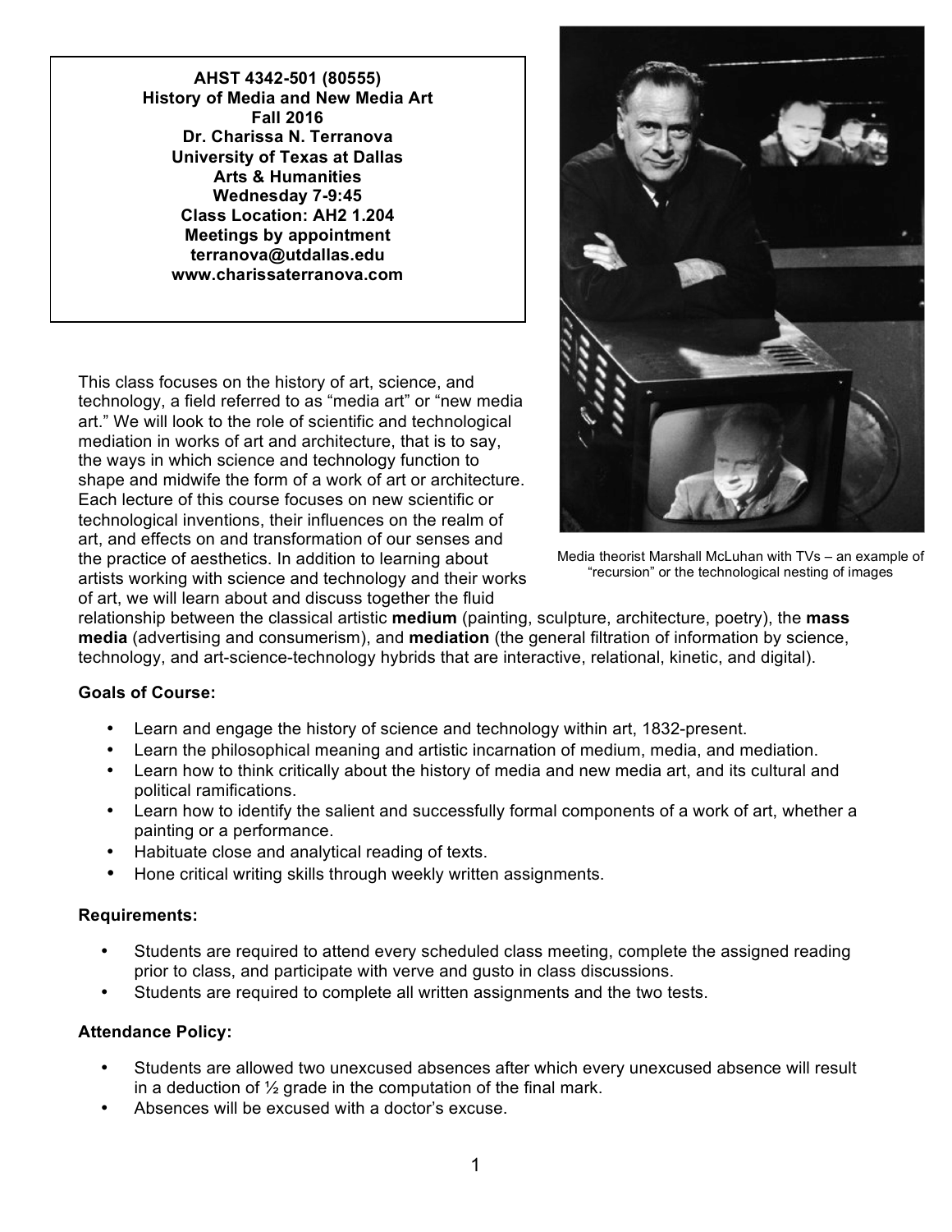**AHST 4342-501 (80555)**
**History of Media and New Media Art**
**Fall 2016**
**Dr. Charissa N. Terranova**
**University of Texas at Dallas**
**Arts & Humanities**
**Wednesday 7-9:45**
**Class Location: AH2 1.204**
**Meetings by appointment**
**terranova@utdallas.edu**
**www.charissaterranova.com**

Media theorist Marshall McLuhan with TVs – an example of "recursion" or the technological nesting of images

This class focuses on the history of art, science, and technology, a field referred to as "media art" or "new media art." We will look to the role of scientific and technological mediation in works of art and architecture, that is to say, the ways in which science and technology function to shape and midwife the form of a work of art or architecture. Each lecture of this course focuses on new scientific or technological inventions, their influences on the realm of art, and effects on and transformation of our senses and the practice of aesthetics. In addition to learning about artists working with science and technology and their works of art, we will learn about and discuss together the fluid relationship between the classical artistic **medium** (painting, sculpture, architecture, poetry), the **mass media** (advertising and consumerism), and **mediation** (the general filtration of information by science, technology, and art-science-technology hybrids that are interactive, relational, kinetic, and digital).

**Goals of Course:**

- Learn and engage the history of science and technology within art, 1832-present.
- Learn the philosophical meaning and artistic incarnation of medium, media, and mediation.
- Learn how to think critically about the history of media and new media art, and its cultural and political ramifications.
- Learn how to identify the salient and successfully formal components of a work of art, whether a painting or a performance.
- Habituate close and analytical reading of texts.
- Hone critical writing skills through weekly written assignments.

**Requirements:**

- Students are required to attend every scheduled class meeting, complete the assigned reading prior to class, and participate with verve and gusto in class discussions.
- Students are required to complete all written assignments and the two tests.

**Attendance Policy:**

- Students are allowed two unexcused absences after which every unexcused absence will result in a deduction of ½ grade in the computation of the final mark.
- Absences will be excused with a doctor's excuse.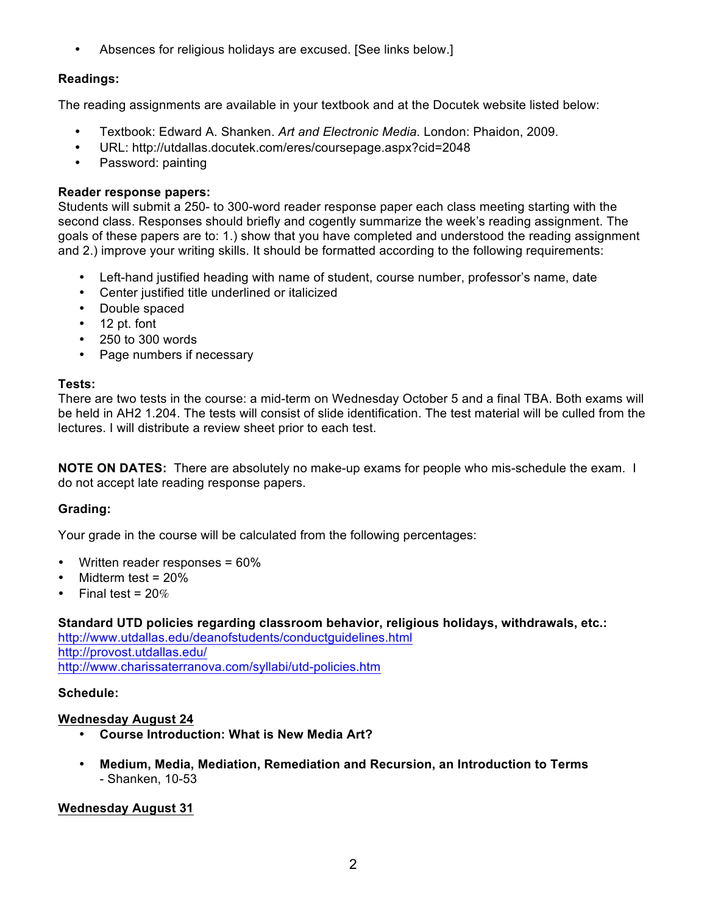- Absences for religious holidays are excused. [See links below.]

**Readings:**

The reading assignments are available in your textbook and at the Docutek website listed below:

- Textbook: Edward A. Shanken. *Art and Electronic Media*. London: Phaidon, 2009.
- URL: http://utdallas.docutek.com/eres/coursepage.aspx?cid=2048
- Password: painting

**Reader response papers:**
Students will submit a 250- to 300-word reader response paper each class meeting starting with the second class. Responses should briefly and cogently summarize the week's reading assignment. The goals of these papers are to: 1.) show that you have completed and understood the reading assignment and 2.) improve your writing skills. It should be formatted according to the following requirements:

- Left-hand justified heading with name of student, course number, professor's name, date
- Center justified title underlined or italicized
- Double spaced
- 12 pt. font
- 250 to 300 words
- Page numbers if necessary

**Tests:**
There are two tests in the course: a mid-term on Wednesday October 5 and a final TBA. Both exams will be held in AH2 1.204. The tests will consist of slide identification. The test material will be culled from the lectures. I will distribute a review sheet prior to each test.

**NOTE ON DATES:** There are absolutely no make-up exams for people who mis-schedule the exam. I do not accept late reading response papers.

**Grading:**

Your grade in the course will be calculated from the following percentages:

- Written reader responses = 60%
- Midterm test = 20%
- Final test = 20%

**Standard UTD policies regarding classroom behavior, religious holidays, withdrawals, etc.:**
http://www.utdallas.edu/deanofstudents/conductguidelines.html
http://provost.utdallas.edu/
http://www.charissaterranova.com/syllabi/utd-policies.htm

**Schedule:**

**Wednesday August 24**

- **Course Introduction: What is New Media Art?**

- **Medium, Media, Mediation, Remediation and Recursion, an Introduction to Terms**
  - Shanken, 10-53

**Wednesday August 31**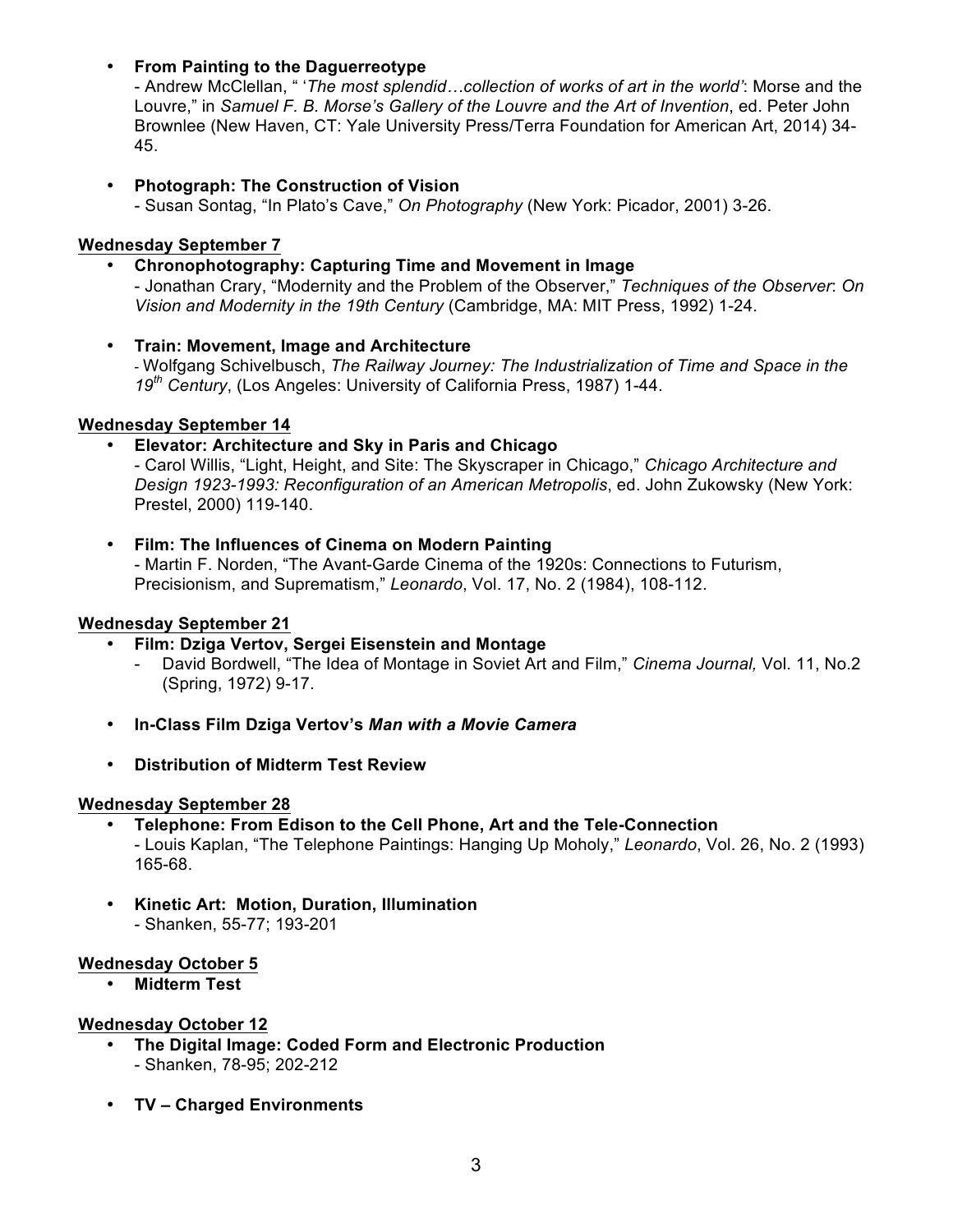- **From Painting to the Daguerreotype**
  - Andrew McClellan, " '*The most splendid…collection of works of art in the world'*: Morse and the Louvre," in *Samuel F. B. Morse's Gallery of the Louvre and the Art of Invention*, ed. Peter John Brownlee (New Haven, CT: Yale University Press/Terra Foundation for American Art, 2014) 34-45.

- **Photograph: The Construction of Vision**
  - Susan Sontag, "In Plato's Cave," *On Photography* (New York: Picador, 2001) 3-26.

**Wednesday September 7**

- **Chronophotography: Capturing Time and Movement in Image**
  - Jonathan Crary, "Modernity and the Problem of the Observer," *Techniques of the Observer*: *On Vision and Modernity in the 19th Century* (Cambridge, MA: MIT Press, 1992) 1-24.

- **Train: Movement, Image and Architecture**
  - Wolfgang Schivelbusch, *The Railway Journey: The Industrialization of Time and Space in the 19th Century*, (Los Angeles: University of California Press, 1987) 1-44.

**Wednesday September 14**

- **Elevator: Architecture and Sky in Paris and Chicago**
  - Carol Willis, "Light, Height, and Site: The Skyscraper in Chicago," *Chicago Architecture and Design 1923-1993: Reconfiguration of an American Metropolis*, ed. John Zukowsky (New York: Prestel, 2000) 119-140.

- **Film: The Influences of Cinema on Modern Painting**
  - Martin F. Norden, "The Avant-Garde Cinema of the 1920s: Connections to Futurism, Precisionism, and Suprematism," *Leonardo*, Vol. 17, No. 2 (1984), 108-112.

**Wednesday September 21**

- **Film: Dziga Vertov, Sergei Eisenstein and Montage**
  - David Bordwell, "The Idea of Montage in Soviet Art and Film," *Cinema Journal,* Vol. 11, No.2 (Spring, 1972) 9-17.

- **In-Class Film Dziga Vertov's *Man with a Movie Camera***

- **Distribution of Midterm Test Review**

**Wednesday September 28**

- **Telephone: From Edison to the Cell Phone, Art and the Tele-Connection**
  - Louis Kaplan, "The Telephone Paintings: Hanging Up Moholy," *Leonardo*, Vol. 26, No. 2 (1993) 165-68.

- **Kinetic Art: Motion, Duration, Illumination**
  - Shanken, 55-77; 193-201

**Wednesday October 5**

- **Midterm Test**

**Wednesday October 12**

- **The Digital Image: Coded Form and Electronic Production**
  - Shanken, 78-95; 202-212

- **TV – Charged Environments**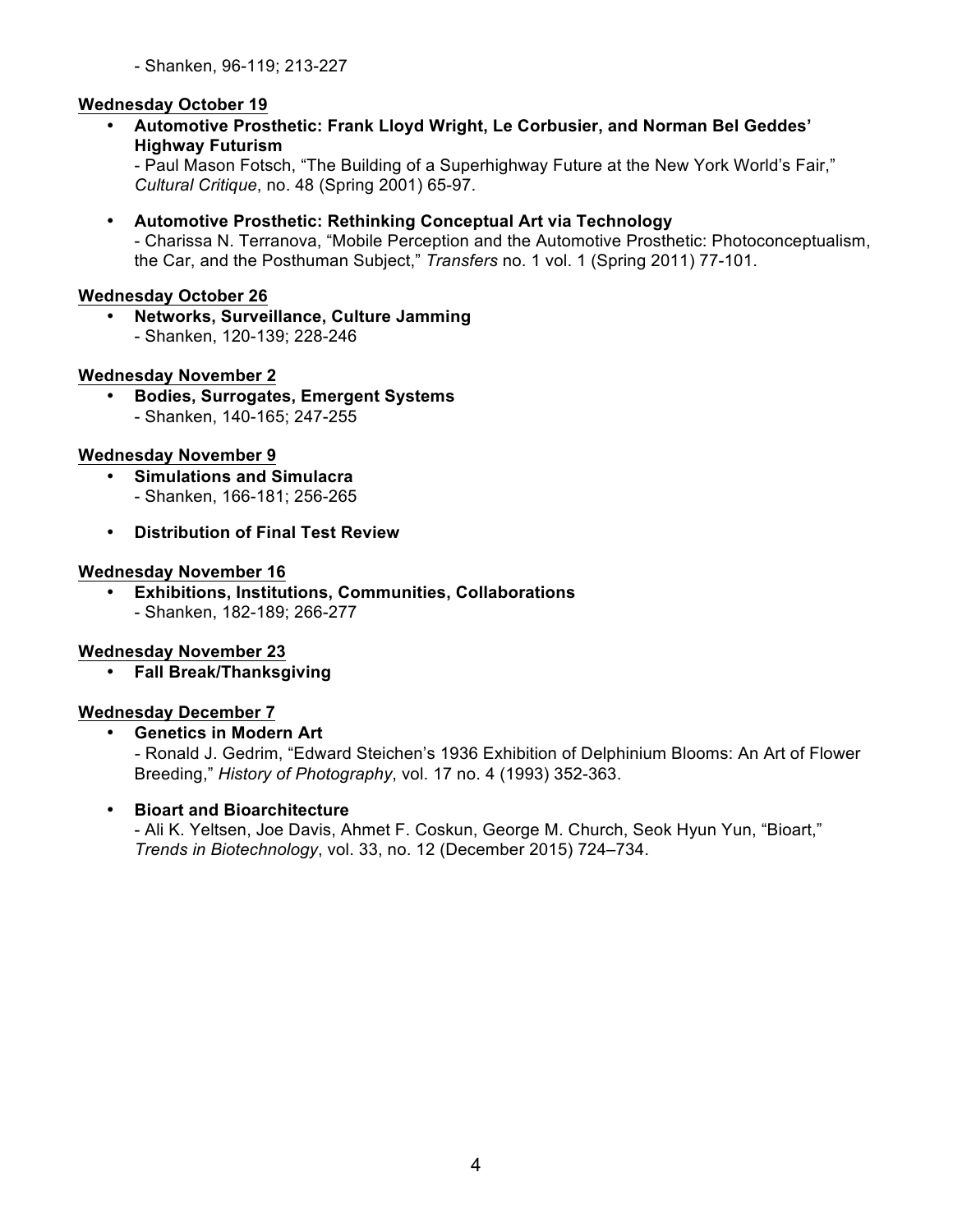- Shanken, 96-119; 213-227

**Wednesday October 19**

- **Automotive Prosthetic: Frank Lloyd Wright, Le Corbusier, and Norman Bel Geddes' Highway Futurism**
  - Paul Mason Fotsch, "The Building of a Superhighway Future at the New York World's Fair," *Cultural Critique*, no. 48 (Spring 2001) 65-97.

- **Automotive Prosthetic: Rethinking Conceptual Art via Technology**
  - Charissa N. Terranova, "Mobile Perception and the Automotive Prosthetic: Photoconceptualism, the Car, and the Posthuman Subject," *Transfers* no. 1 vol. 1 (Spring 2011) 77-101.

**Wednesday October 26**

- **Networks, Surveillance, Culture Jamming**
  - Shanken, 120-139; 228-246

**Wednesday November 2**

- **Bodies, Surrogates, Emergent Systems**
  - Shanken, 140-165; 247-255

**Wednesday November 9**

- **Simulations and Simulacra**
  - Shanken, 166-181; 256-265

- **Distribution of Final Test Review**

**Wednesday November 16**

- **Exhibitions, Institutions, Communities, Collaborations**
  - Shanken, 182-189; 266-277

**Wednesday November 23**

- **Fall Break/Thanksgiving**

**Wednesday December 7**

- **Genetics in Modern Art**
  - Ronald J. Gedrim, "Edward Steichen's 1936 Exhibition of Delphinium Blooms: An Art of Flower Breeding," *History of Photography*, vol. 17 no. 4 (1993) 352-363.

- **Bioart and Bioarchitecture**
  - Ali K. Yeltsen, Joe Davis, Ahmet F. Coskun, George M. Church, Seok Hyun Yun, "Bioart," *Trends in Biotechnology*, vol. 33, no. 12 (December 2015) 724–734.